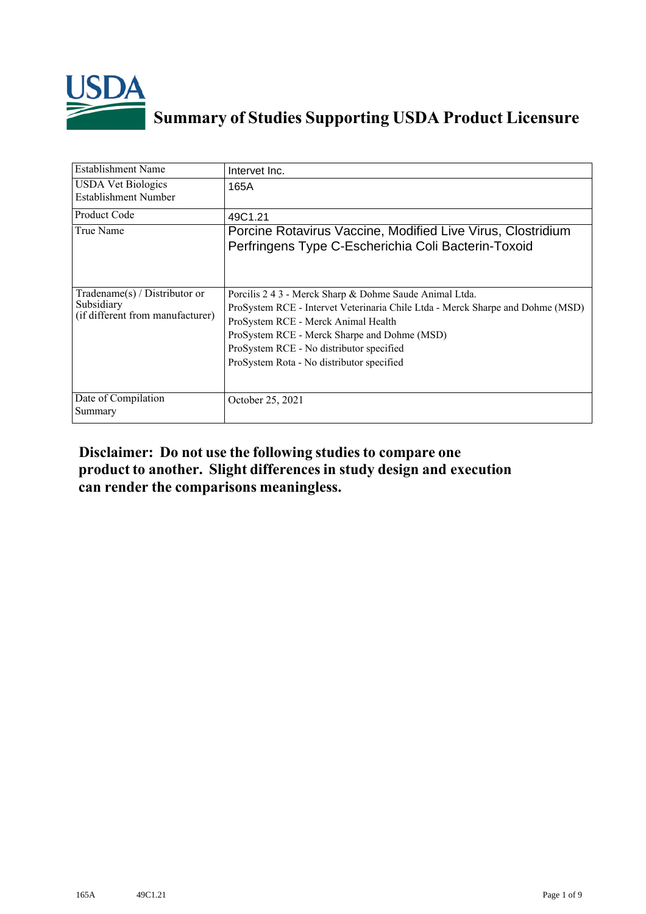# Summary of Studies Supporting USDA Product Licensure

| Establishment Name | Intervet Inc. |
|---|---|
| USDA Vet Biologics Establishment Number | 165A |
| Product Code | 49C1.21 |
| True Name | Porcine Rotavirus Vaccine, Modified Live Virus, Clostridium Perfringens Type C-Escherichia Coli Bacterin-Toxoid |
| Tradename(s) / Distributor or Subsidiary (if different from manufacturer) | Porcilis 2 4 3 - Merck Sharp & Dohme Saude Animal Ltda.<br>ProSystem RCE - Intervet Veterinaria Chile Ltda - Merck Sharpe and Dohme (MSD)<br>ProSystem RCE - Merck Animal Health<br>ProSystem RCE - Merck Sharpe and Dohme (MSD)<br>ProSystem RCE - No distributor specified<br>ProSystem Rota - No distributor specified |
| Date of Compilation Summary | October 25, 2021 |

**Disclaimer: Do not use the following studies to compare one product to another. Slight differences in study design and execution can render the comparisons meaningless.**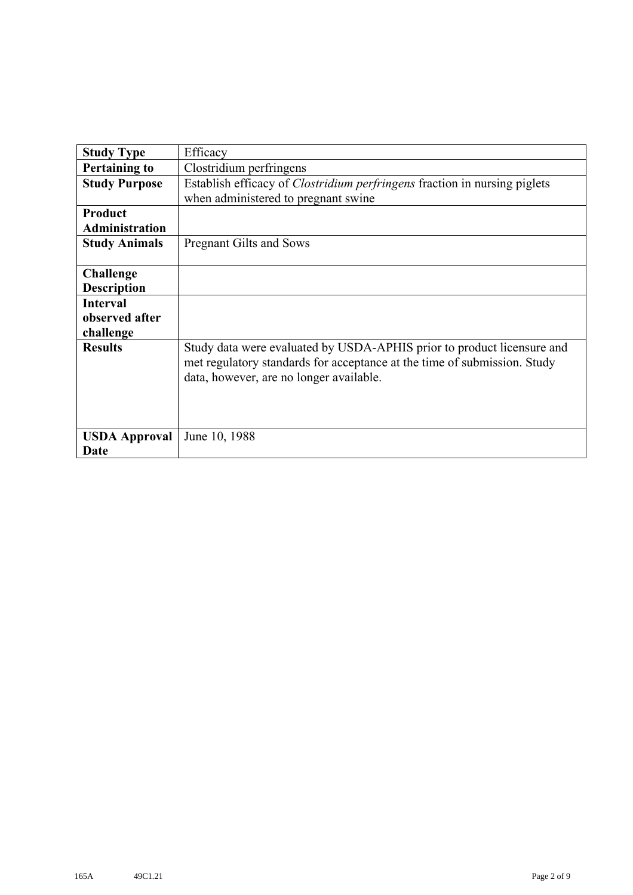| **Study Type** | Efficacy |
|---|---|
| **Pertaining to** | Clostridium perfringens |
| **Study Purpose** | Establish efficacy of *Clostridium perfringens* fraction in nursing piglets when administered to pregnant swine |
| **Product Administration** | |
| **Study Animals** | Pregnant Gilts and Sows |
| **Challenge Description** | |
| **Interval observed after challenge** | |
| **Results** | Study data were evaluated by USDA-APHIS prior to product licensure and met regulatory standards for acceptance at the time of submission. Study data, however, are no longer available. |
| **USDA Approval Date** | June 10, 1988 |

165A 49C1.21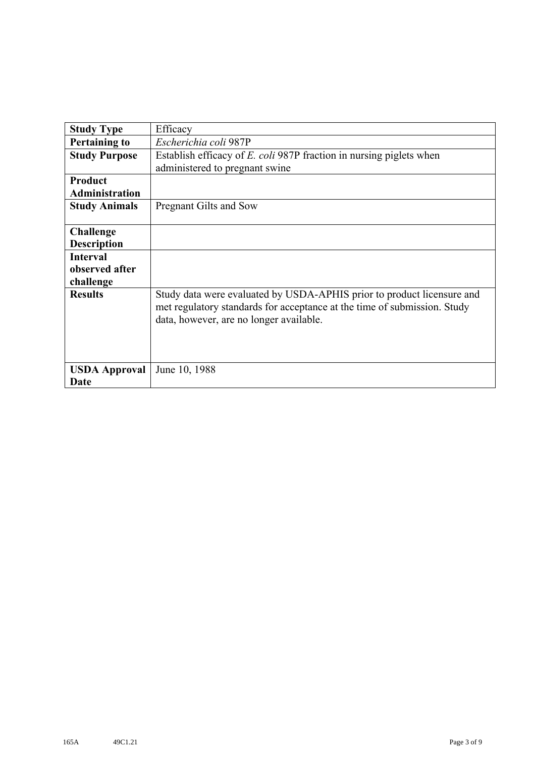| **Study Type** | Efficacy |
|---|---|
| **Pertaining to** | *Escherichia coli* 987P |
| **Study Purpose** | Establish efficacy of *E. coli* 987P fraction in nursing piglets when administered to pregnant swine |
| **Product Administration** | |
| **Study Animals** | Pregnant Gilts and Sow |
| **Challenge Description** | |
| **Interval observed after challenge** | |
| **Results** | Study data were evaluated by USDA-APHIS prior to product licensure and met regulatory standards for acceptance at the time of submission. Study data, however, are no longer available. |
| **USDA Approval Date** | June 10, 1988 |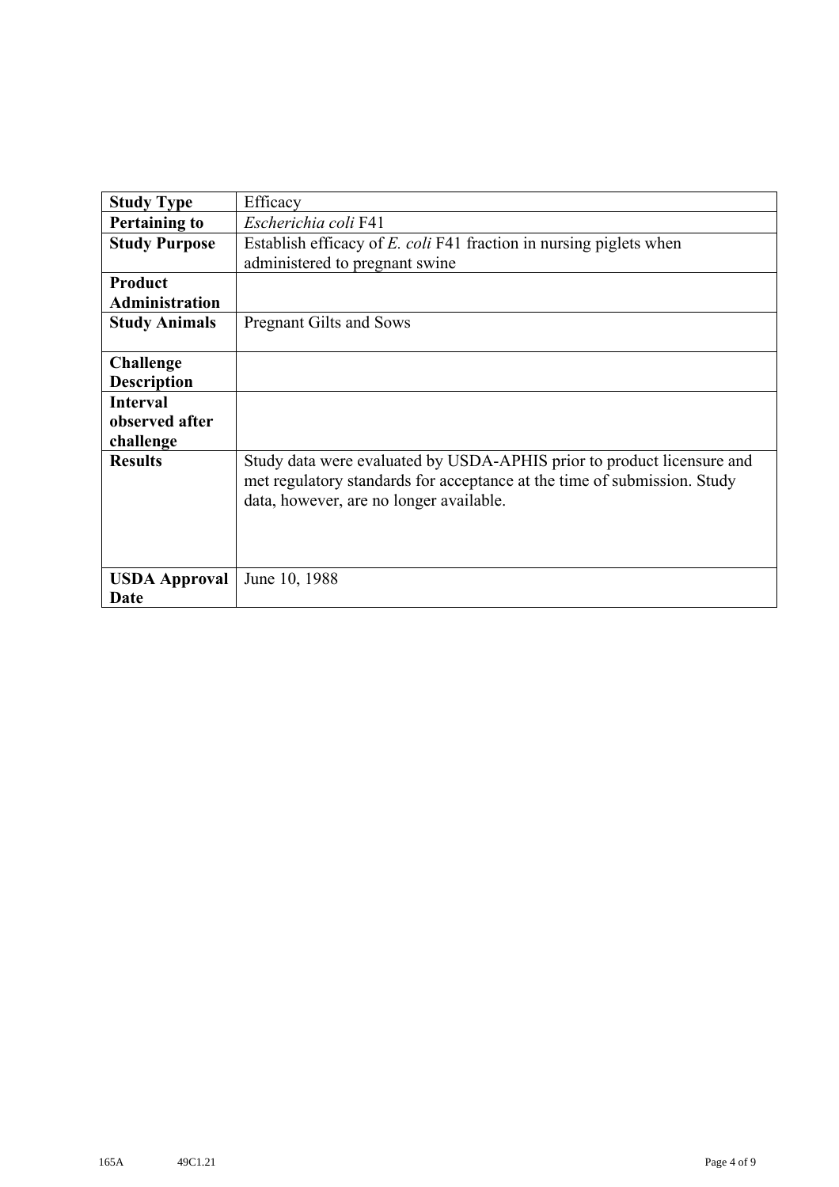| | |
|---|---|
| **Study Type** | Efficacy |
| **Pertaining to** | *Escherichia coli* F41 |
| **Study Purpose** | Establish efficacy of *E. coli* F41 fraction in nursing piglets when administered to pregnant swine |
| **Product Administration** | |
| **Study Animals** | Pregnant Gilts and Sows |
| **Challenge Description** | |
| **Interval observed after challenge** | |
| **Results** | Study data were evaluated by USDA-APHIS prior to product licensure and met regulatory standards for acceptance at the time of submission. Study data, however, are no longer available. |
| **USDA Approval Date** | June 10, 1988 |

165A 49C1.21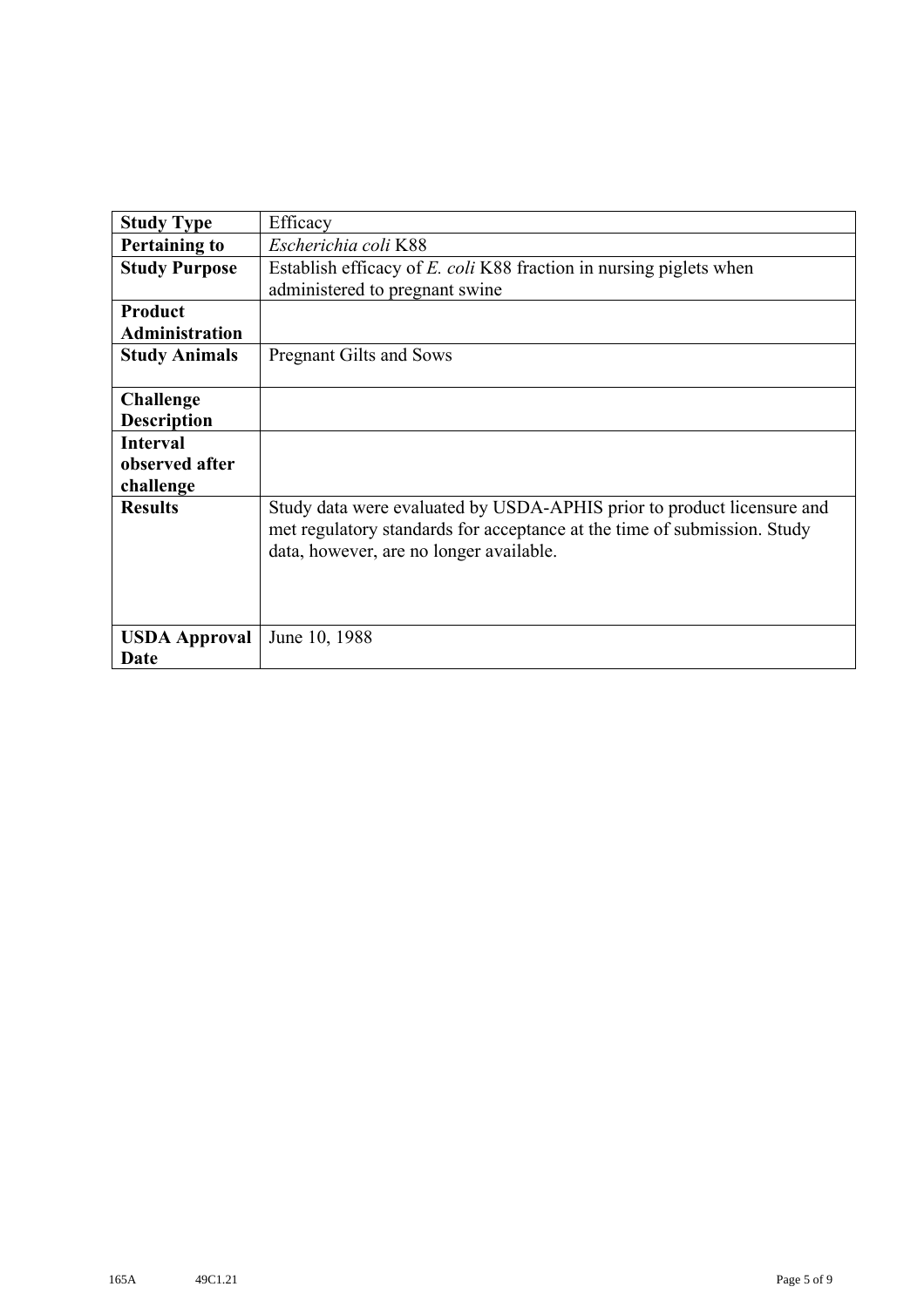| **Study Type** | Efficacy |
|---|---|
| **Pertaining to** | *Escherichia coli* K88 |
| **Study Purpose** | Establish efficacy of *E. coli* K88 fraction in nursing piglets when administered to pregnant swine |
| **Product Administration** | |
| **Study Animals** | Pregnant Gilts and Sows |
| **Challenge Description** | |
| **Interval observed after challenge** | |
| **Results** | Study data were evaluated by USDA-APHIS prior to product licensure and met regulatory standards for acceptance at the time of submission. Study data, however, are no longer available. |
| **USDA Approval Date** | June 10, 1988 |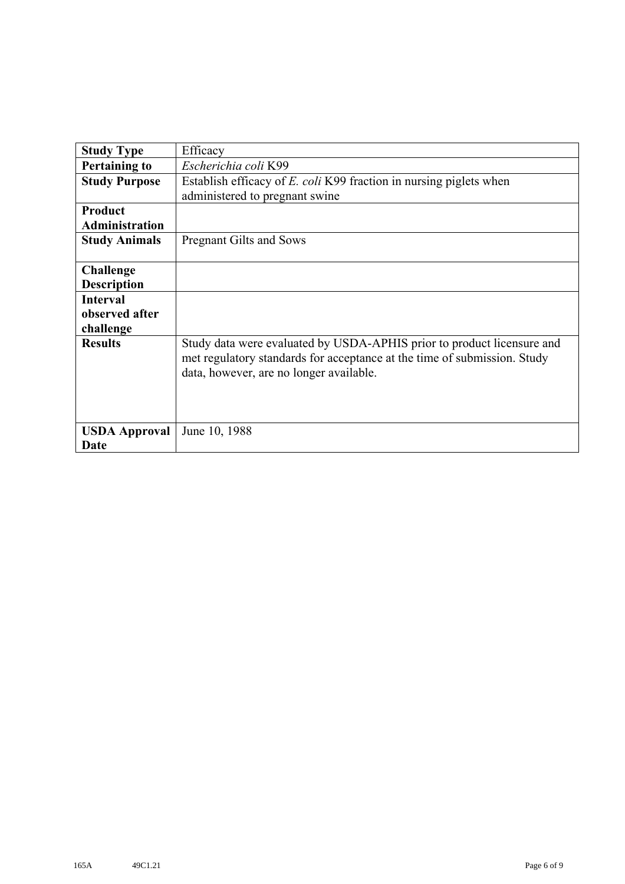| **Study Type** | Efficacy |
|---|---|
| **Pertaining to** | *Escherichia coli* K99 |
| **Study Purpose** | Establish efficacy of *E. coli* K99 fraction in nursing piglets when administered to pregnant swine |
| **Product Administration** | |
| **Study Animals** | Pregnant Gilts and Sows |
| **Challenge Description** | |
| **Interval observed after challenge** | |
| **Results** | Study data were evaluated by USDA-APHIS prior to product licensure and met regulatory standards for acceptance at the time of submission. Study data, however, are no longer available. |
| **USDA Approval Date** | June 10, 1988 |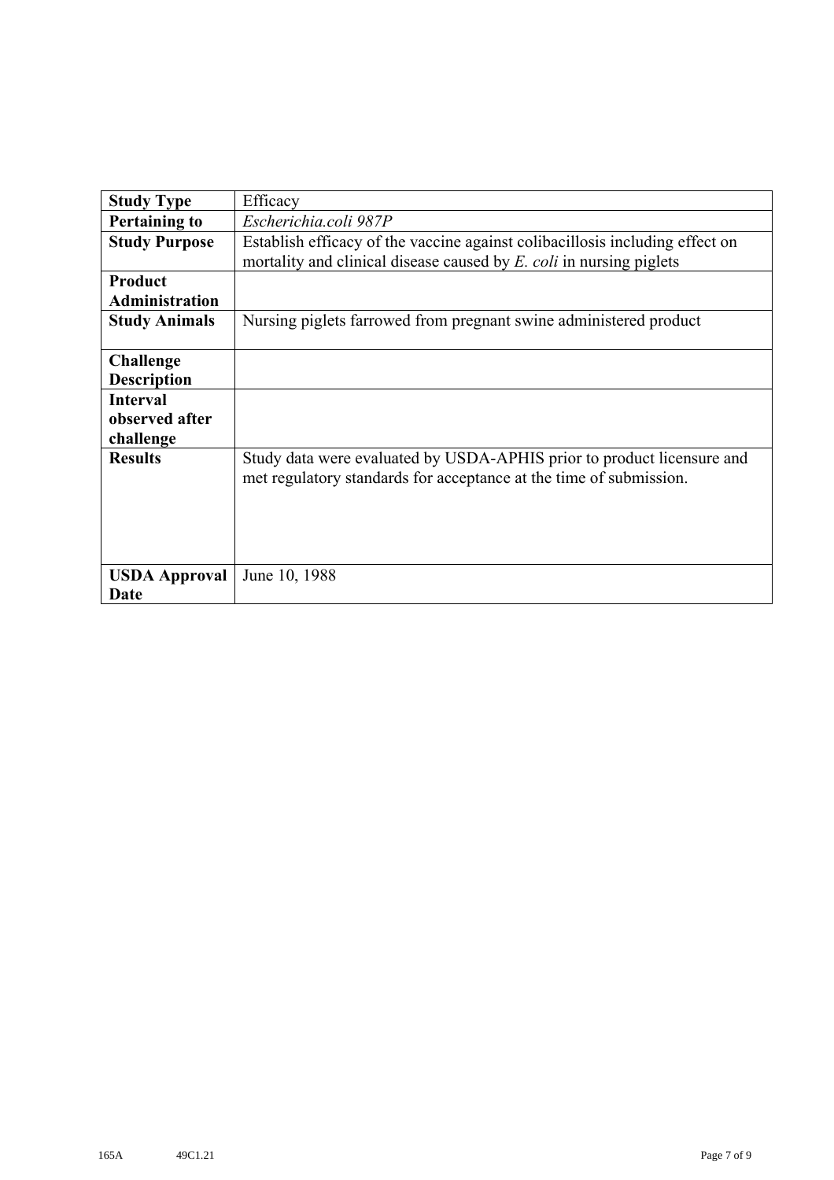| **Study Type** | Efficacy |
|---|---|
| **Pertaining to** | *Escherichia.coli 987P* |
| **Study Purpose** | Establish efficacy of the vaccine against colibacillosis including effect on mortality and clinical disease caused by *E. coli* in nursing piglets |
| **Product Administration** | |
| **Study Animals** | Nursing piglets farrowed from pregnant swine administered product |
| **Challenge Description** | |
| **Interval observed after challenge** | |
| **Results** | Study data were evaluated by USDA-APHIS prior to product licensure and met regulatory standards for acceptance at the time of submission. |
| **USDA Approval Date** | June 10, 1988 |

165A 49C1.21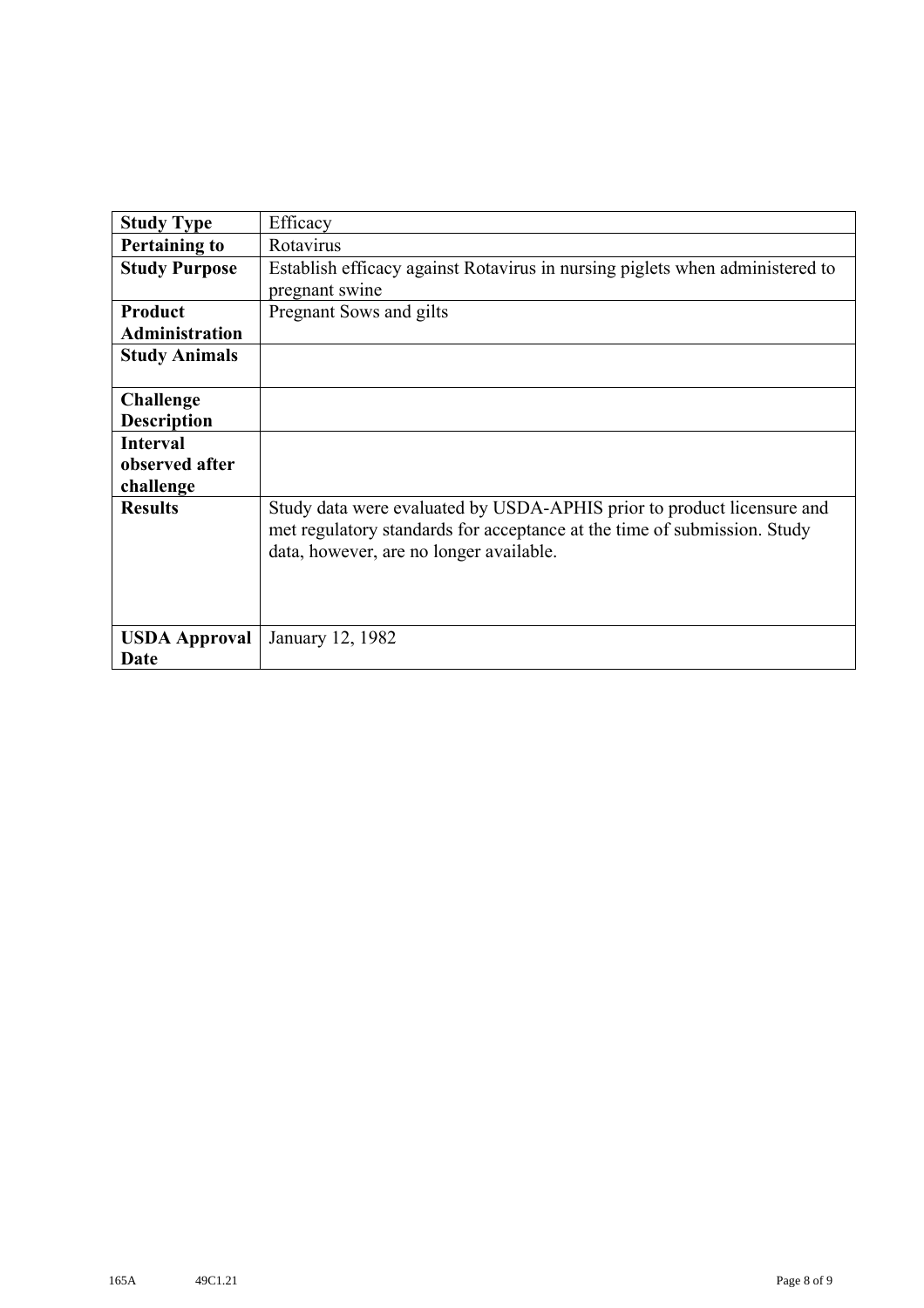| Study Type | Efficacy |
|---|---|
| Pertaining to | Rotavirus |
| Study Purpose | Establish efficacy against Rotavirus in nursing piglets when administered to pregnant swine |
| Product Administration | Pregnant Sows and gilts |
| Study Animals | |
| Challenge Description | |
| Interval observed after challenge | |
| Results | Study data were evaluated by USDA-APHIS prior to product licensure and met regulatory standards for acceptance at the time of submission. Study data, however, are no longer available. |
| USDA Approval Date | January 12, 1982 |

165A 49C1.21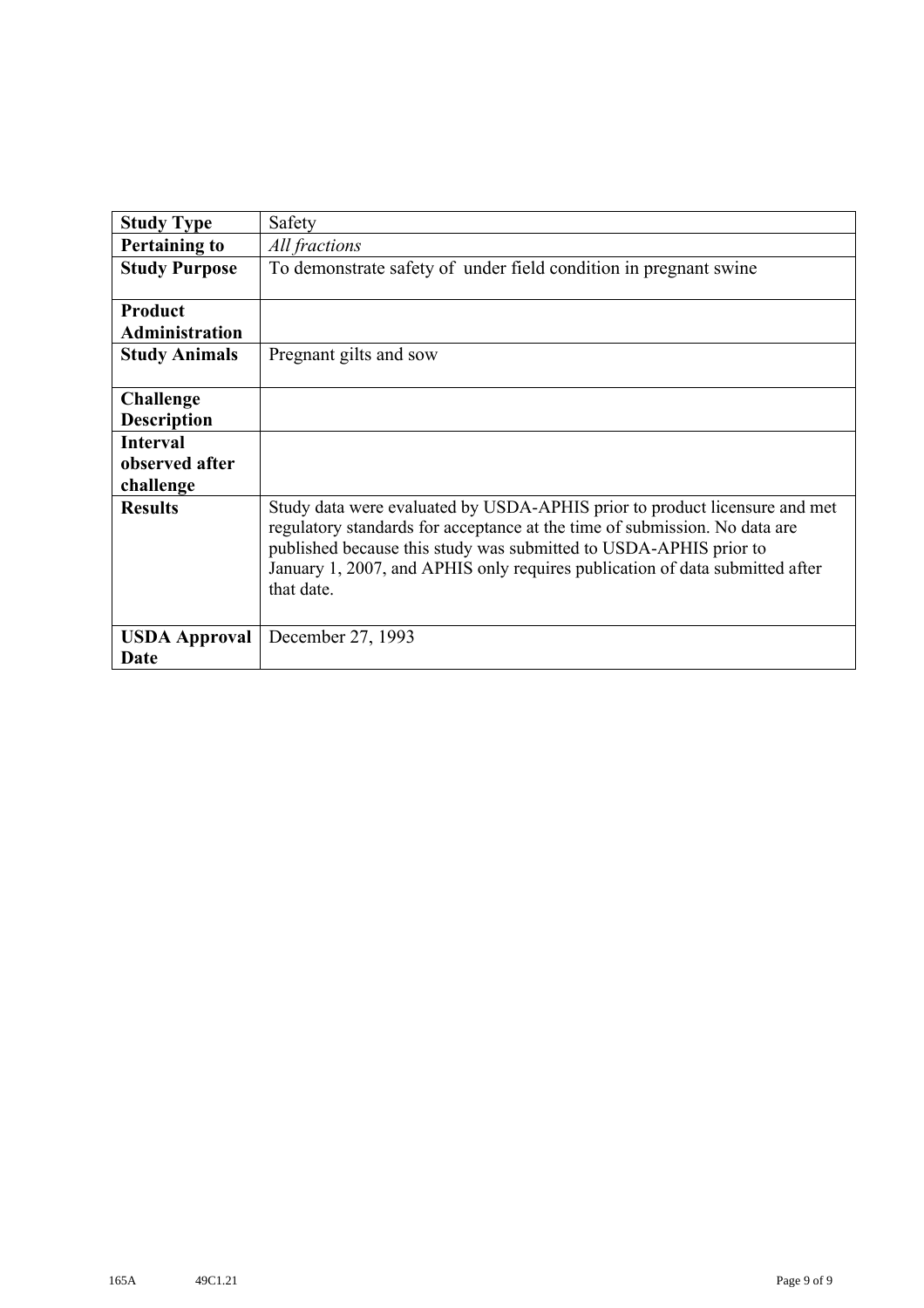| | |
|---|---|
| **Study Type** | Safety |
| **Pertaining to** | *All fractions* |
| **Study Purpose** | To demonstrate safety of  under field condition in pregnant swine |
| **Product Administration** | |
| **Study Animals** | Pregnant gilts and sow |
| **Challenge Description** | |
| **Interval observed after challenge** | |
| **Results** | Study data were evaluated by USDA-APHIS prior to product licensure and met regulatory standards for acceptance at the time of submission. No data are published because this study was submitted to USDA-APHIS prior to January 1, 2007, and APHIS only requires publication of data submitted after that date. |
| **USDA Approval Date** | December 27, 1993 |